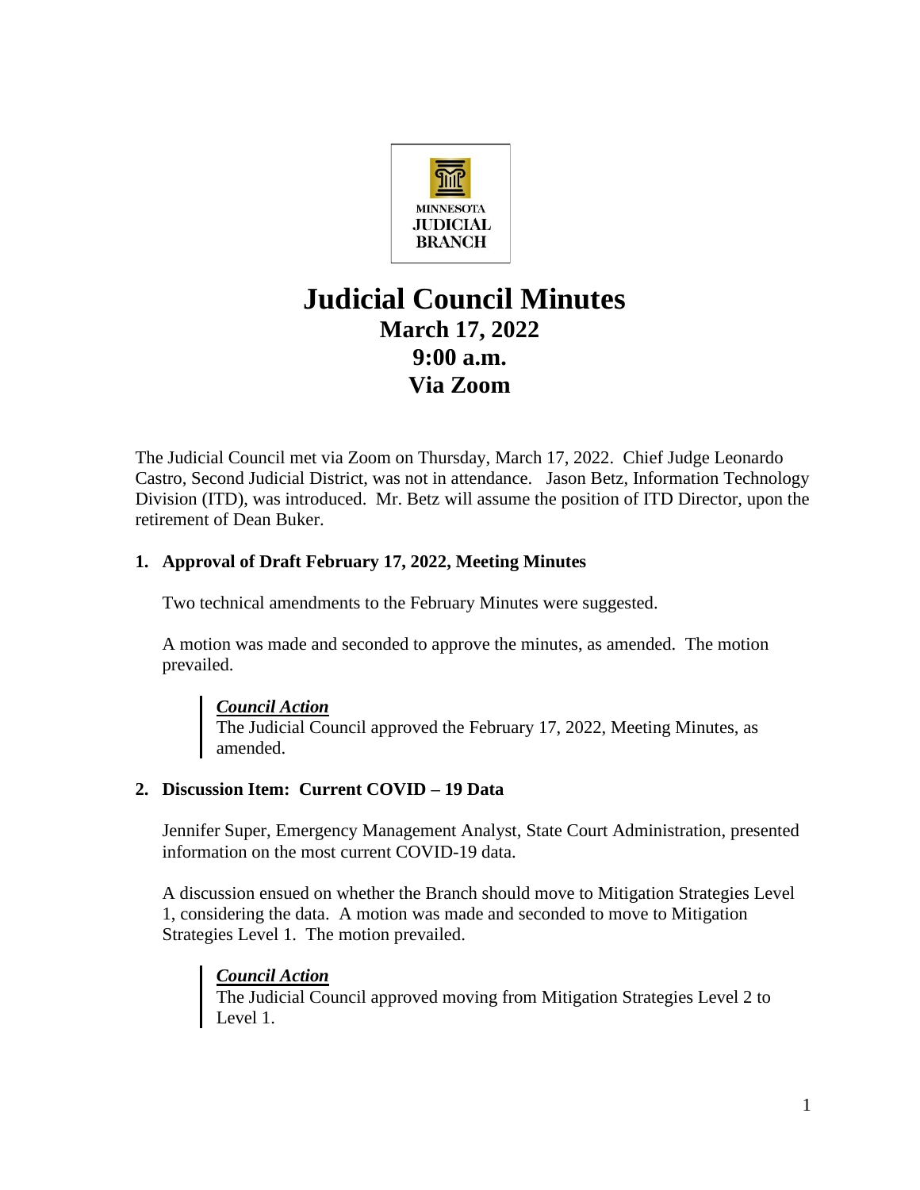MINNESOTA JUDICIAL BRANCH

# Judicial Council Minutes

## March 17, 2022
## 9:00 a.m.
## Via Zoom

The Judicial Council met via Zoom on Thursday, March 17, 2022. Chief Judge Leonardo Castro, Second Judicial District, was not in attendance. Jason Betz, Information Technology Division (ITD), was introduced. Mr. Betz will assume the position of ITD Director, upon the retirement of Dean Buker.

### 1. Approval of Draft February 17, 2022, Meeting Minutes

Two technical amendments to the February Minutes were suggested.

A motion was made and seconded to approve the minutes, as amended. The motion prevailed.

> ***Council Action***
> The Judicial Council approved the February 17, 2022, Meeting Minutes, as amended.

### 2. Discussion Item: Current COVID – 19 Data

Jennifer Super, Emergency Management Analyst, State Court Administration, presented information on the most current COVID-19 data.

A discussion ensued on whether the Branch should move to Mitigation Strategies Level 1, considering the data. A motion was made and seconded to move to Mitigation Strategies Level 1. The motion prevailed.

> ***Council Action***
> The Judicial Council approved moving from Mitigation Strategies Level 2 to Level 1.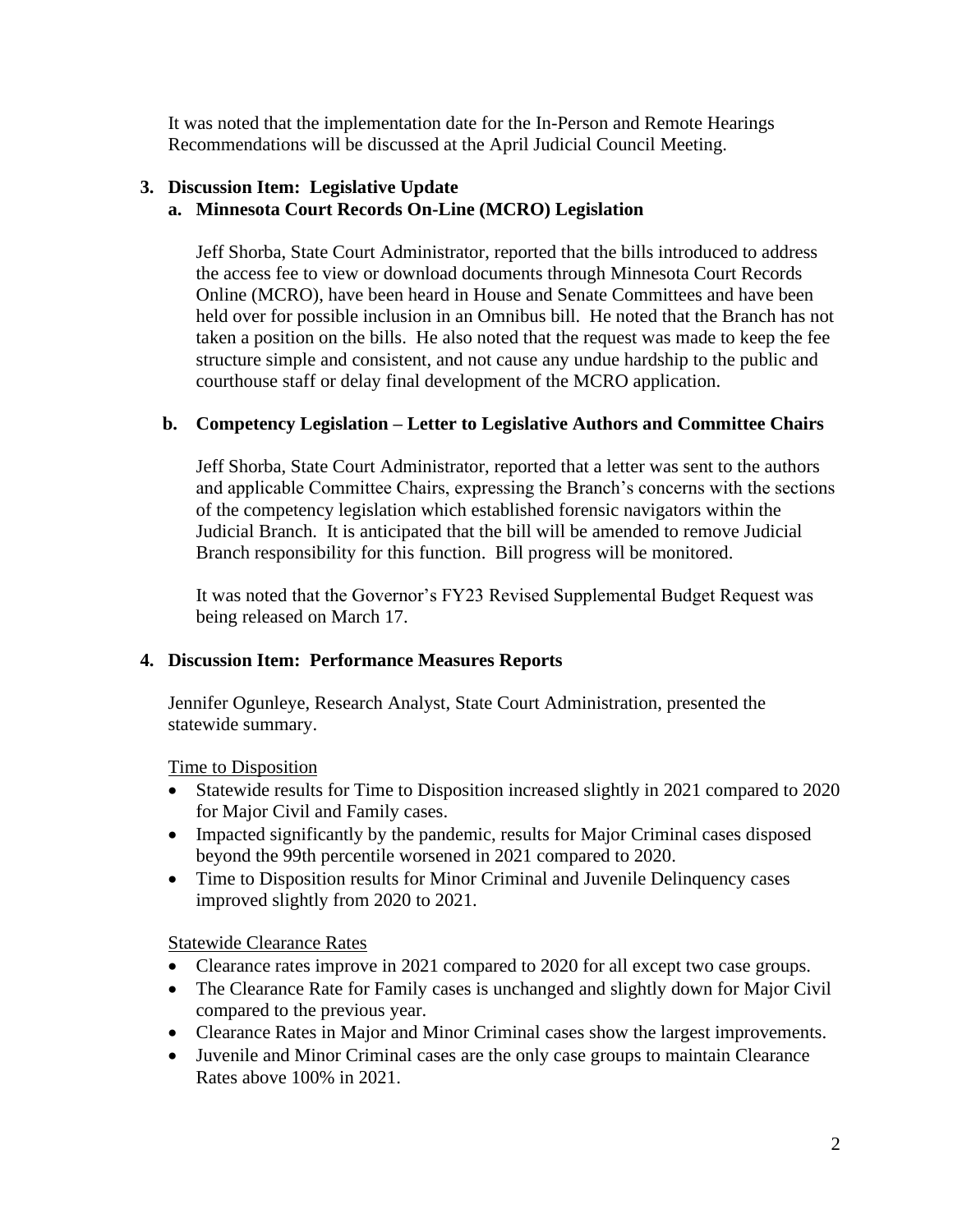It was noted that the implementation date for the In-Person and Remote Hearings Recommendations will be discussed at the April Judicial Council Meeting.

**3. Discussion Item: Legislative Update**

**a. Minnesota Court Records On-Line (MCRO) Legislation**

Jeff Shorba, State Court Administrator, reported that the bills introduced to address the access fee to view or download documents through Minnesota Court Records Online (MCRO), have been heard in House and Senate Committees and have been held over for possible inclusion in an Omnibus bill. He noted that the Branch has not taken a position on the bills. He also noted that the request was made to keep the fee structure simple and consistent, and not cause any undue hardship to the public and courthouse staff or delay final development of the MCRO application.

**b. Competency Legislation – Letter to Legislative Authors and Committee Chairs**

Jeff Shorba, State Court Administrator, reported that a letter was sent to the authors and applicable Committee Chairs, expressing the Branch's concerns with the sections of the competency legislation which established forensic navigators within the Judicial Branch. It is anticipated that the bill will be amended to remove Judicial Branch responsibility for this function. Bill progress will be monitored.

It was noted that the Governor's FY23 Revised Supplemental Budget Request was being released on March 17.

**4. Discussion Item: Performance Measures Reports**

Jennifer Ogunleye, Research Analyst, State Court Administration, presented the statewide summary.

Time to Disposition

- Statewide results for Time to Disposition increased slightly in 2021 compared to 2020 for Major Civil and Family cases.
- Impacted significantly by the pandemic, results for Major Criminal cases disposed beyond the 99th percentile worsened in 2021 compared to 2020.
- Time to Disposition results for Minor Criminal and Juvenile Delinquency cases improved slightly from 2020 to 2021.

Statewide Clearance Rates

- Clearance rates improve in 2021 compared to 2020 for all except two case groups.
- The Clearance Rate for Family cases is unchanged and slightly down for Major Civil compared to the previous year.
- Clearance Rates in Major and Minor Criminal cases show the largest improvements.
- Juvenile and Minor Criminal cases are the only case groups to maintain Clearance Rates above 100% in 2021.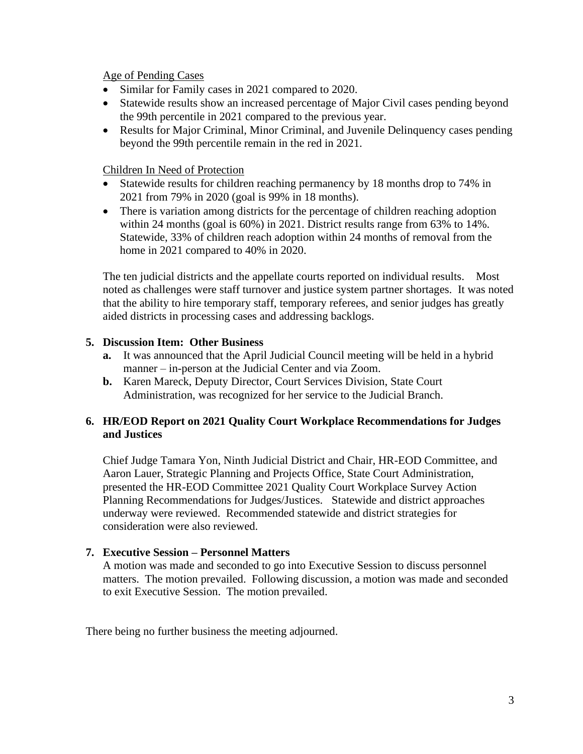Age of Pending Cases

- Similar for Family cases in 2021 compared to 2020.
- Statewide results show an increased percentage of Major Civil cases pending beyond the 99th percentile in 2021 compared to the previous year.
- Results for Major Criminal, Minor Criminal, and Juvenile Delinquency cases pending beyond the 99th percentile remain in the red in 2021.

Children In Need of Protection

- Statewide results for children reaching permanency by 18 months drop to 74% in 2021 from 79% in 2020 (goal is 99% in 18 months).
- There is variation among districts for the percentage of children reaching adoption within 24 months (goal is 60%) in 2021. District results range from 63% to 14%. Statewide, 33% of children reach adoption within 24 months of removal from the home in 2021 compared to 40% in 2020.

The ten judicial districts and the appellate courts reported on individual results. Most noted as challenges were staff turnover and justice system partner shortages. It was noted that the ability to hire temporary staff, temporary referees, and senior judges has greatly aided districts in processing cases and addressing backlogs.

**5. Discussion Item: Other Business**

- **a.** It was announced that the April Judicial Council meeting will be held in a hybrid manner – in-person at the Judicial Center and via Zoom.
- **b.** Karen Mareck, Deputy Director, Court Services Division, State Court Administration, was recognized for her service to the Judicial Branch.

**6. HR/EOD Report on 2021 Quality Court Workplace Recommendations for Judges and Justices**

Chief Judge Tamara Yon, Ninth Judicial District and Chair, HR-EOD Committee, and Aaron Lauer, Strategic Planning and Projects Office, State Court Administration, presented the HR-EOD Committee 2021 Quality Court Workplace Survey Action Planning Recommendations for Judges/Justices. Statewide and district approaches underway were reviewed. Recommended statewide and district strategies for consideration were also reviewed.

**7. Executive Session – Personnel Matters**

A motion was made and seconded to go into Executive Session to discuss personnel matters. The motion prevailed. Following discussion, a motion was made and seconded to exit Executive Session. The motion prevailed.

There being no further business the meeting adjourned.